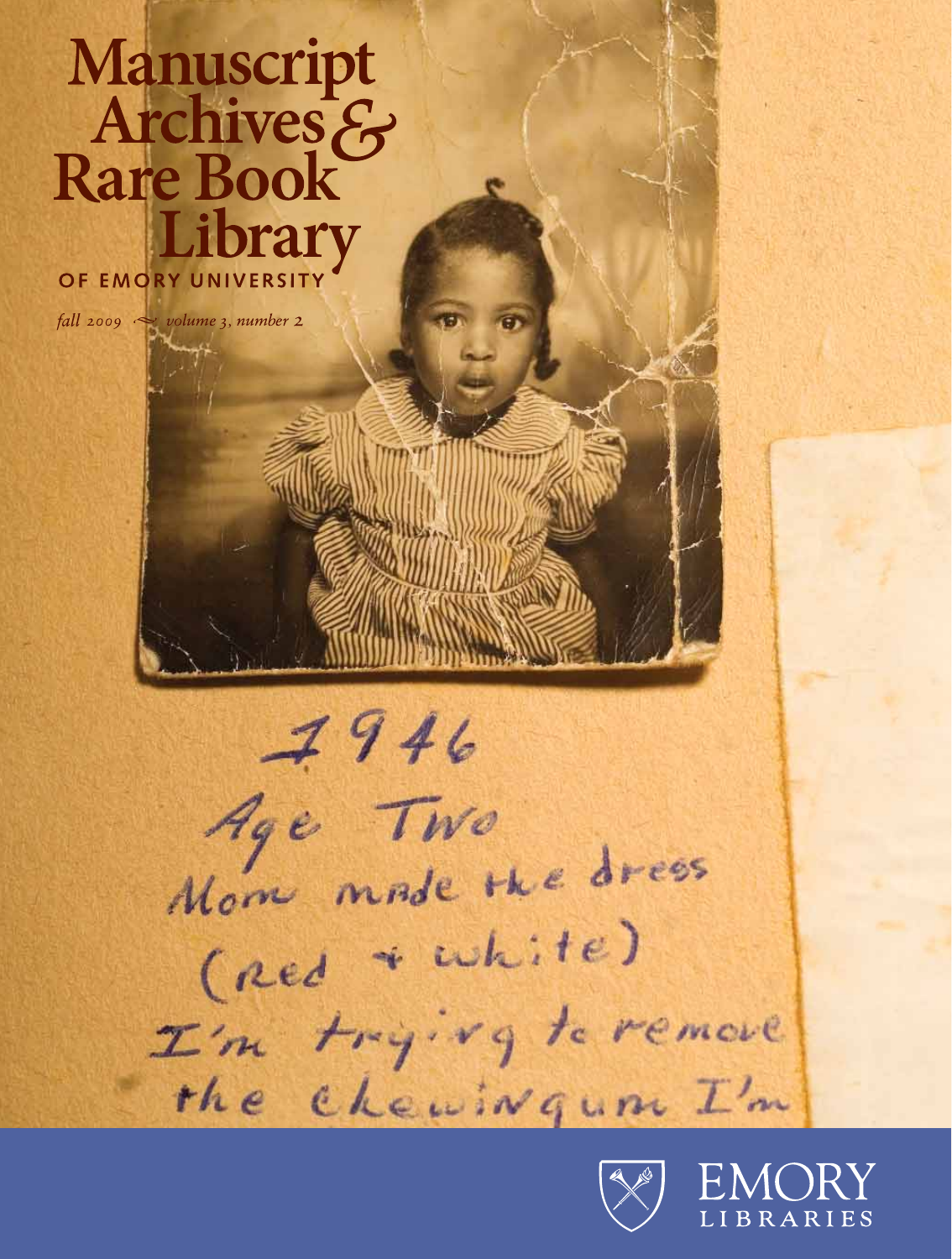# Manuscript Archives & Rare Book Library

OF EMORY UNIVERSITY

*fall 2009 ~ volume 3, number 2*

1946
Age Two
Mom made the dress
(Red + white)
I'm trying to remove
the chewingum I'm

EMORY LIBRARIES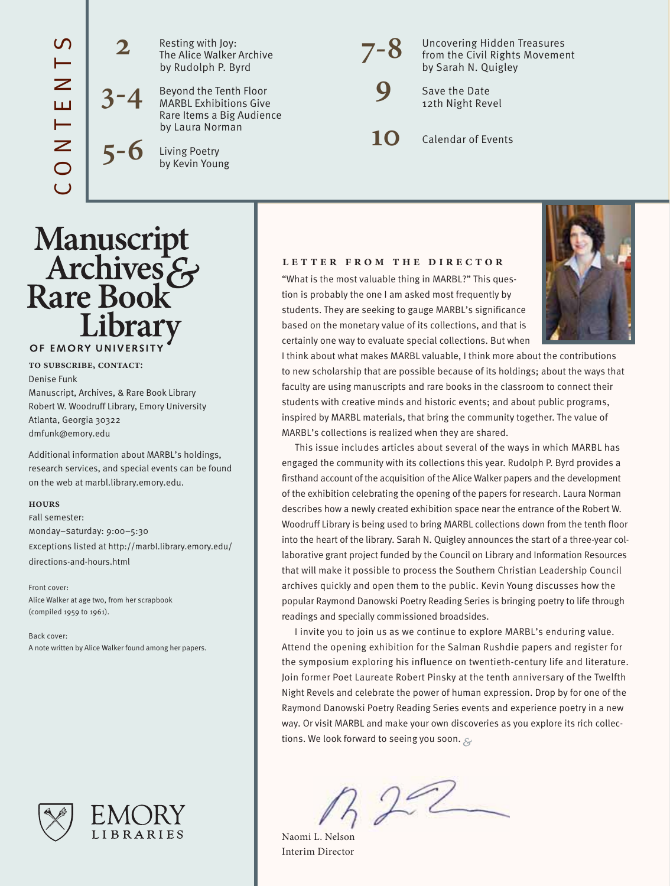# CONTENTS

**2** Resting with Joy: The Alice Walker Archive by Rudolph P. Byrd

**3-4** Beyond the Tenth Floor MARBL Exhibitions Give Rare Items a Big Audience by Laura Norman

**5-6** Living Poetry by Kevin Young

**7-8** Uncovering Hidden Treasures from the Civil Rights Movement by Sarah N. Quigley

**9** Save the Date 12th Night Revel

**10** Calendar of Events

# Manuscript Archives & Rare Book Library

OF EMORY UNIVERSITY

**TO SUBSCRIBE, CONTACT:**

Denise Funk
Manuscript, Archives, & Rare Book Library
Robert W. Woodruff Library, Emory University
Atlanta, Georgia 30322
dmfunk@emory.edu

Additional information about MARBL's holdings, research services, and special events can be found on the web at marbl.library.emory.edu.

**HOURS**

Fall semester:
Monday–Saturday: 9:00–5:30
Exceptions listed at http://marbl.library.emory.edu/directions-and-hours.html

Front cover:
Alice Walker at age two, from her scrapbook (compiled 1959 to 1961).

Back cover:
A note written by Alice Walker found among her papers.

EMORY LIBRARIES

## LETTER FROM THE DIRECTOR

"What is the most valuable thing in MARBL?" This question is probably the one I am asked most frequently by students. They are seeking to gauge MARBL's significance based on the monetary value of its collections, and that is certainly one way to evaluate special collections. But when I think about what makes MARBL valuable, I think more about the contributions to new scholarship that are possible because of its holdings; about the ways that faculty are using manuscripts and rare books in the classroom to connect their students with creative minds and historic events; and about public programs, inspired by MARBL materials, that bring the community together. The value of MARBL's collections is realized when they are shared.

This issue includes articles about several of the ways in which MARBL has engaged the community with its collections this year. Rudolph P. Byrd provides a firsthand account of the acquisition of the Alice Walker papers and the development of the exhibition celebrating the opening of the papers for research. Laura Norman describes how a newly created exhibition space near the entrance of the Robert W. Woodruff Library is being used to bring MARBL collections down from the tenth floor into the heart of the library. Sarah N. Quigley announces the start of a three-year collaborative grant project funded by the Council on Library and Information Resources that will make it possible to process the Southern Christian Leadership Council archives quickly and open them to the public. Kevin Young discusses how the popular Raymond Danowski Poetry Reading Series is bringing poetry to life through readings and specially commissioned broadsides.

I invite you to join us as we continue to explore MARBL's enduring value. Attend the opening exhibition for the Salman Rushdie papers and register for the symposium exploring his influence on twentieth-century life and literature. Join former Poet Laureate Robert Pinsky at the tenth anniversary of the Twelfth Night Revels and celebrate the power of human expression. Drop by for one of the Raymond Danowski Poetry Reading Series events and experience poetry in a new way. Or visit MARBL and make your own discoveries as you explore its rich collections. We look forward to seeing you soon. &

Naomi L. Nelson
Interim Director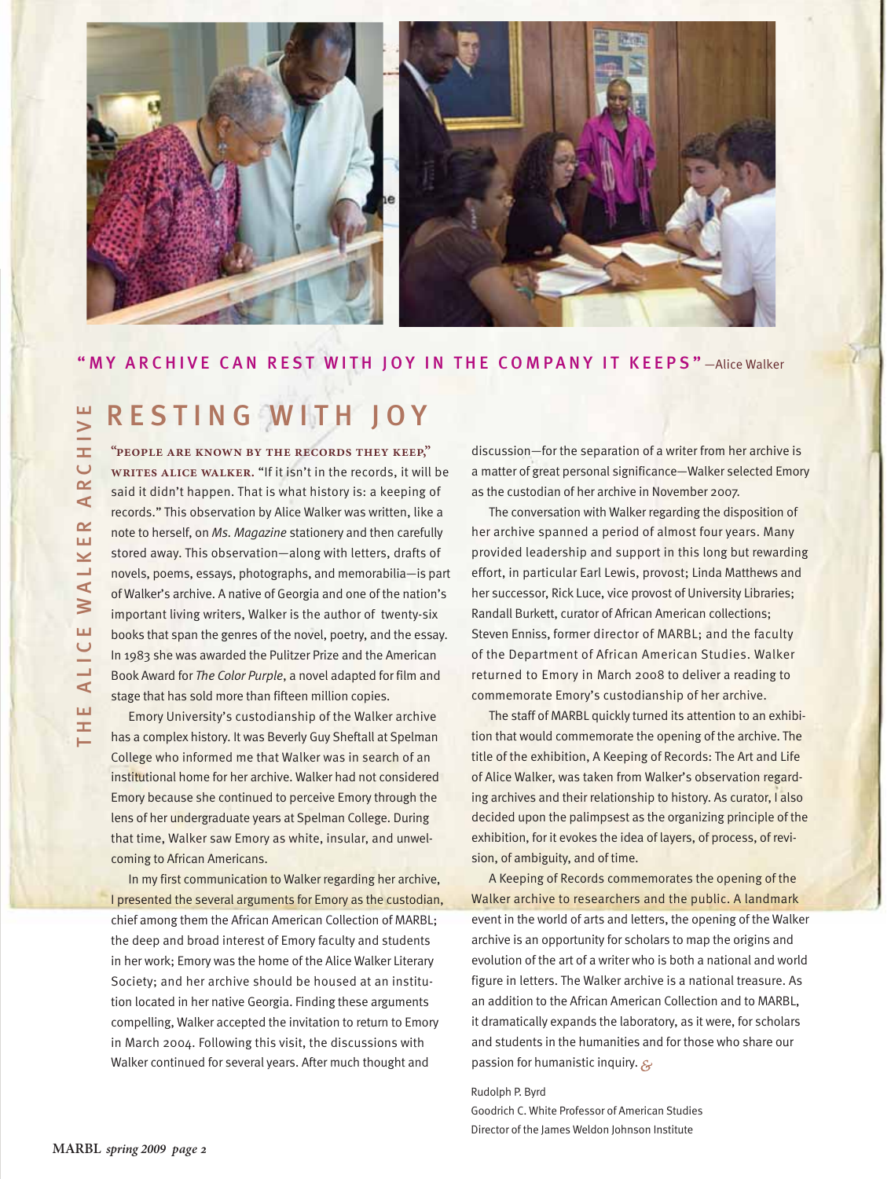**"MY ARCHIVE CAN REST WITH JOY IN THE COMPANY IT KEEPS"** —Alice Walker

THE ALICE WALKER ARCHIVE

# RESTING WITH JOY

**"PEOPLE ARE KNOWN BY THE RECORDS THEY KEEP," WRITES ALICE WALKER.** "If it isn't in the records, it will be said it didn't happen. That is what history is: a keeping of records." This observation by Alice Walker was written, like a note to herself, on *Ms. Magazine* stationery and then carefully stored away. This observation—along with letters, drafts of novels, poems, essays, photographs, and memorabilia—is part of Walker's archive. A native of Georgia and one of the nation's important living writers, Walker is the author of twenty-six books that span the genres of the novel, poetry, and the essay. In 1983 she was awarded the Pulitzer Prize and the American Book Award for *The Color Purple*, a novel adapted for film and stage that has sold more than fifteen million copies.

Emory University's custodianship of the Walker archive has a complex history. It was Beverly Guy Sheftall at Spelman College who informed me that Walker was in search of an institutional home for her archive. Walker had not considered Emory because she continued to perceive Emory through the lens of her undergraduate years at Spelman College. During that time, Walker saw Emory as white, insular, and unwelcoming to African Americans.

In my first communication to Walker regarding her archive, I presented the several arguments for Emory as the custodian, chief among them the African American Collection of MARBL; the deep and broad interest of Emory faculty and students in her work; Emory was the home of the Alice Walker Literary Society; and her archive should be housed at an institution located in her native Georgia. Finding these arguments compelling, Walker accepted the invitation to return to Emory in March 2004. Following this visit, the discussions with Walker continued for several years. After much thought and discussion—for the separation of a writer from her archive is a matter of great personal significance—Walker selected Emory as the custodian of her archive in November 2007.

The conversation with Walker regarding the disposition of her archive spanned a period of almost four years. Many provided leadership and support in this long but rewarding effort, in particular Earl Lewis, provost; Linda Matthews and her successor, Rick Luce, vice provost of University Libraries; Randall Burkett, curator of African American collections; Steven Enniss, former director of MARBL; and the faculty of the Department of African American Studies. Walker returned to Emory in March 2008 to deliver a reading to commemorate Emory's custodianship of her archive.

The staff of MARBL quickly turned its attention to an exhibition that would commemorate the opening of the archive. The title of the exhibition, A Keeping of Records: The Art and Life of Alice Walker, was taken from Walker's observation regarding archives and their relationship to history. As curator, I also decided upon the palimpsest as the organizing principle of the exhibition, for it evokes the idea of layers, of process, of revision, of ambiguity, and of time.

A Keeping of Records commemorates the opening of the Walker archive to researchers and the public. A landmark event in the world of arts and letters, the opening of the Walker archive is an opportunity for scholars to map the origins and evolution of the art of a writer who is both a national and world figure in letters. The Walker archive is a national treasure. As an addition to the African American Collection and to MARBL, it dramatically expands the laboratory, as it were, for scholars and students in the humanities and for those who share our passion for humanistic inquiry. &

Rudolph P. Byrd  
Goodrich C. White Professor of American Studies  
Director of the James Weldon Johnson Institute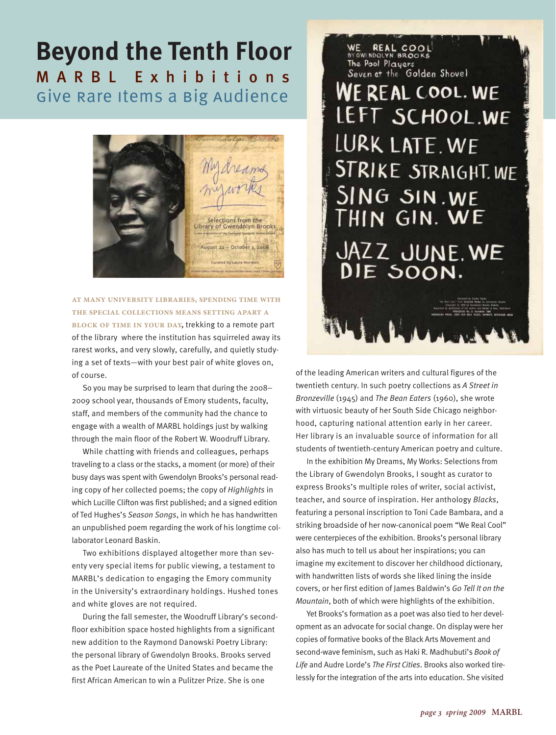# Beyond the Tenth Floor

## MARBL Exhibitions Give Rare Items a Big Audience

**At many university libraries, spending time with the special collections means setting apart a block of time in your day**, trekking to a remote part of the library where the institution has squirreled away its rarest works, and very slowly, carefully, and quietly studying a set of texts—with your best pair of white gloves on, of course.

So you may be surprised to learn that during the 2008–2009 school year, thousands of Emory students, faculty, staff, and members of the community had the chance to engage with a wealth of MARBL holdings just by walking through the main floor of the Robert W. Woodruff Library.

While chatting with friends and colleagues, perhaps traveling to a class or the stacks, a moment (or more) of their busy days was spent with Gwendolyn Brooks's personal reading copy of her collected poems; the copy of *Highlights* in which Lucille Clifton was first published; and a signed edition of Ted Hughes's *Season Songs*, in which he has handwritten an unpublished poem regarding the work of his longtime collaborator Leonard Baskin.

Two exhibitions displayed altogether more than seventy very special items for public viewing, a testament to MARBL's dedication to engaging the Emory community in the University's extraordinary holdings. Hushed tones and white gloves are not required.

During the fall semester, the Woodruff Library's second-floor exhibition space hosted highlights from a significant new addition to the Raymond Danowski Poetry Library: the personal library of Gwendolyn Brooks. Brooks served as the Poet Laureate of the United States and became the first African American to win a Pulitzer Prize. She is one of the leading American writers and cultural figures of the twentieth century. In such poetry collections as *A Street in Bronzeville* (1945) and *The Bean Eaters* (1960), she wrote with virtuosic beauty of her South Side Chicago neighborhood, capturing national attention early in her career. Her library is an invaluable source of information for all students of twentieth-century American poetry and culture.

In the exhibition My Dreams, My Works: Selections from the Library of Gwendolyn Brooks, I sought as curator to express Brooks's multiple roles of writer, social activist, teacher, and source of inspiration. Her anthology *Blacks*, featuring a personal inscription to Toni Cade Bambara, and a striking broadside of her now-canonical poem "We Real Cool" were centerpieces of the exhibition. Brooks's personal library also has much to tell us about her inspirations; you can imagine my excitement to discover her childhood dictionary, with handwritten lists of words she liked lining the inside covers, or her first edition of James Baldwin's *Go Tell It on the Mountain*, both of which were highlights of the exhibition.

Yet Brooks's formation as a poet was also tied to her development as an advocate for social change. On display were her copies of formative books of the Black Arts Movement and second-wave feminism, such as Haki R. Madhubuti's *Book of Life* and Audre Lorde's *The First Cities*. Brooks also worked tirelessly for the integration of the arts into education. She visited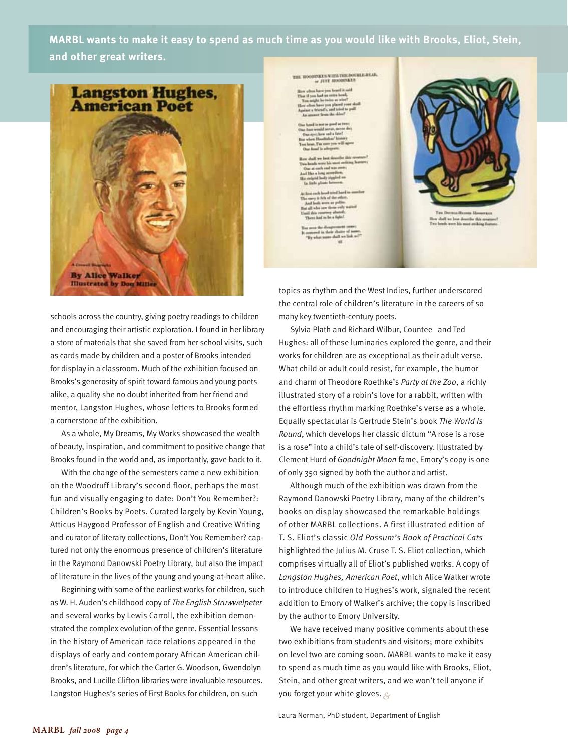**MARBL wants to make it easy to spend as much time as you would like with Brooks, Eliot, Stein, and other great writers.**

schools across the country, giving poetry readings to children and encouraging their artistic exploration. I found in her library a store of materials that she saved from her school visits, such as cards made by children and a poster of Brooks intended for display in a classroom. Much of the exhibition focused on Brooks's generosity of spirit toward famous and young poets alike, a quality she no doubt inherited from her friend and mentor, Langston Hughes, whose letters to Brooks formed a cornerstone of the exhibition.

As a whole, My Dreams, My Works showcased the wealth of beauty, inspiration, and commitment to positive change that Brooks found in the world and, as importantly, gave back to it.

With the change of the semesters came a new exhibition on the Woodruff Library's second floor, perhaps the most fun and visually engaging to date: Don't You Remember?: Children's Books by Poets. Curated largely by Kevin Young, Atticus Haygood Professor of English and Creative Writing and curator of literary collections, Don't You Remember? captured not only the enormous presence of children's literature in the Raymond Danowski Poetry Library, but also the impact of literature in the lives of the young and young-at-heart alike.

Beginning with some of the earliest works for children, such as W. H. Auden's childhood copy of *The English Struwwelpeter* and several works by Lewis Carroll, the exhibition demonstrated the complex evolution of the genre. Essential lessons in the history of American race relations appeared in the displays of early and contemporary African American children's literature, for which the Carter G. Woodson, Gwendolyn Brooks, and Lucille Clifton libraries were invaluable resources. Langston Hughes's series of First Books for children, on such topics as rhythm and the West Indies, further underscored the central role of children's literature in the careers of so many key twentieth-century poets.

Sylvia Plath and Richard Wilbur, Countee and Ted Hughes: all of these luminaries explored the genre, and their works for children are as exceptional as their adult verse. What child or adult could resist, for example, the humor and charm of Theodore Roethke's *Party at the Zoo*, a richly illustrated story of a robin's love for a rabbit, written with the effortless rhythm marking Roethke's verse as a whole. Equally spectacular is Gertrude Stein's book *The World Is Round*, which develops her classic dictum "A rose is a rose is a rose" into a child's tale of self-discovery. Illustrated by Clement Hurd of *Goodnight Moon* fame, Emory's copy is one of only 350 signed by both the author and artist.

Although much of the exhibition was drawn from the Raymond Danowski Poetry Library, many of the children's books on display showcased the remarkable holdings of other MARBL collections. A first illustrated edition of T. S. Eliot's classic *Old Possum's Book of Practical Cats* highlighted the Julius M. Cruse T. S. Eliot collection, which comprises virtually all of Eliot's published works. A copy of *Langston Hughes, American Poet*, which Alice Walker wrote to introduce children to Hughes's work, signaled the recent addition to Emory of Walker's archive; the copy is inscribed by the author to Emory University.

We have received many positive comments about these two exhibitions from students and visitors; more exhibits on level two are coming soon. MARBL wants to make it easy to spend as much time as you would like with Brooks, Eliot, Stein, and other great writers, and we won't tell anyone if you forget your white gloves.

Laura Norman, PhD student, Department of English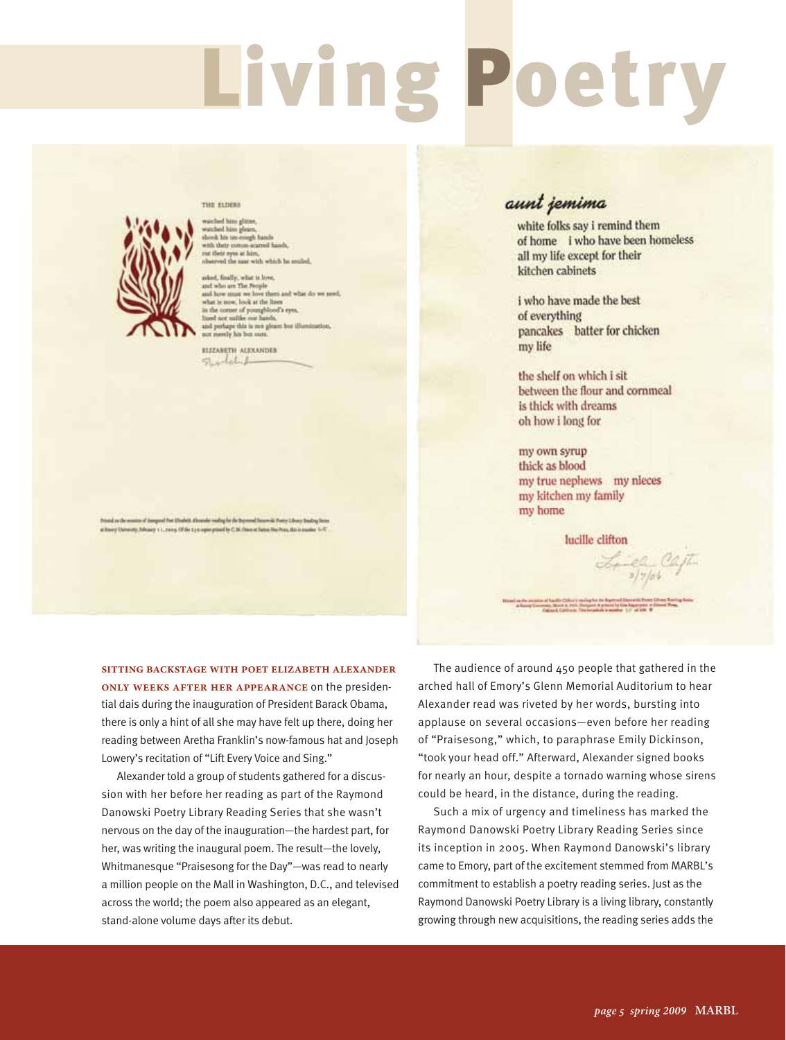# Living Poetry

THE ELDERS

watched him glitter,
watched him gleam,
shook his un-rough hands
with their cotton-scarred hands,
cut their eyes at him,
observed the ease with which he smiled,

asked, finally, what is love,
and who are The People
and how must we love them and what do we need,
what is now, look at the lines
in the corner of youngblood's eyes,
lined not unlike our hands,
and perhaps this is not gleam but illumination,
not merely his but ours.

ELIZABETH ALEXANDER

*aunt jemima*

white folks say i remind them
of home   i who have been homeless
all my life except for their
kitchen cabinets

i who have made the best
of everything
pancakes   batter for chicken
my life

the shelf on which i sit
between the flour and cornmeal
is thick with dreams
oh how i long for

my own syrup
thick as blood
my true nephews   my nieces
my kitchen my family
my home

lucille clifton

3/7/06

**SITTING BACKSTAGE WITH POET ELIZABETH ALEXANDER ONLY WEEKS AFTER HER APPEARANCE** on the presidential dais during the inauguration of President Barack Obama, there is only a hint of all she may have felt up there, doing her reading between Aretha Franklin's now-famous hat and Joseph Lowery's recitation of "Lift Every Voice and Sing."

Alexander told a group of students gathered for a discussion with her before her reading as part of the Raymond Danowski Poetry Library Reading Series that she wasn't nervous on the day of the inauguration—the hardest part, for her, was writing the inaugural poem. The result—the lovely, Whitmanesque "Praisesong for the Day"—was read to nearly a million people on the Mall in Washington, D.C., and televised across the world; the poem also appeared as an elegant, stand-alone volume days after its debut.

The audience of around 450 people that gathered in the arched hall of Emory's Glenn Memorial Auditorium to hear Alexander read was riveted by her words, bursting into applause on several occasions—even before her reading of "Praisesong," which, to paraphrase Emily Dickinson, "took your head off." Afterward, Alexander signed books for nearly an hour, despite a tornado warning whose sirens could be heard, in the distance, during the reading.

Such a mix of urgency and timeliness has marked the Raymond Danowski Poetry Library Reading Series since its inception in 2005. When Raymond Danowski's library came to Emory, part of the excitement stemmed from MARBL's commitment to establish a poetry reading series. Just as the Raymond Danowski Poetry Library is a living library, constantly growing through new acquisitions, the reading series adds the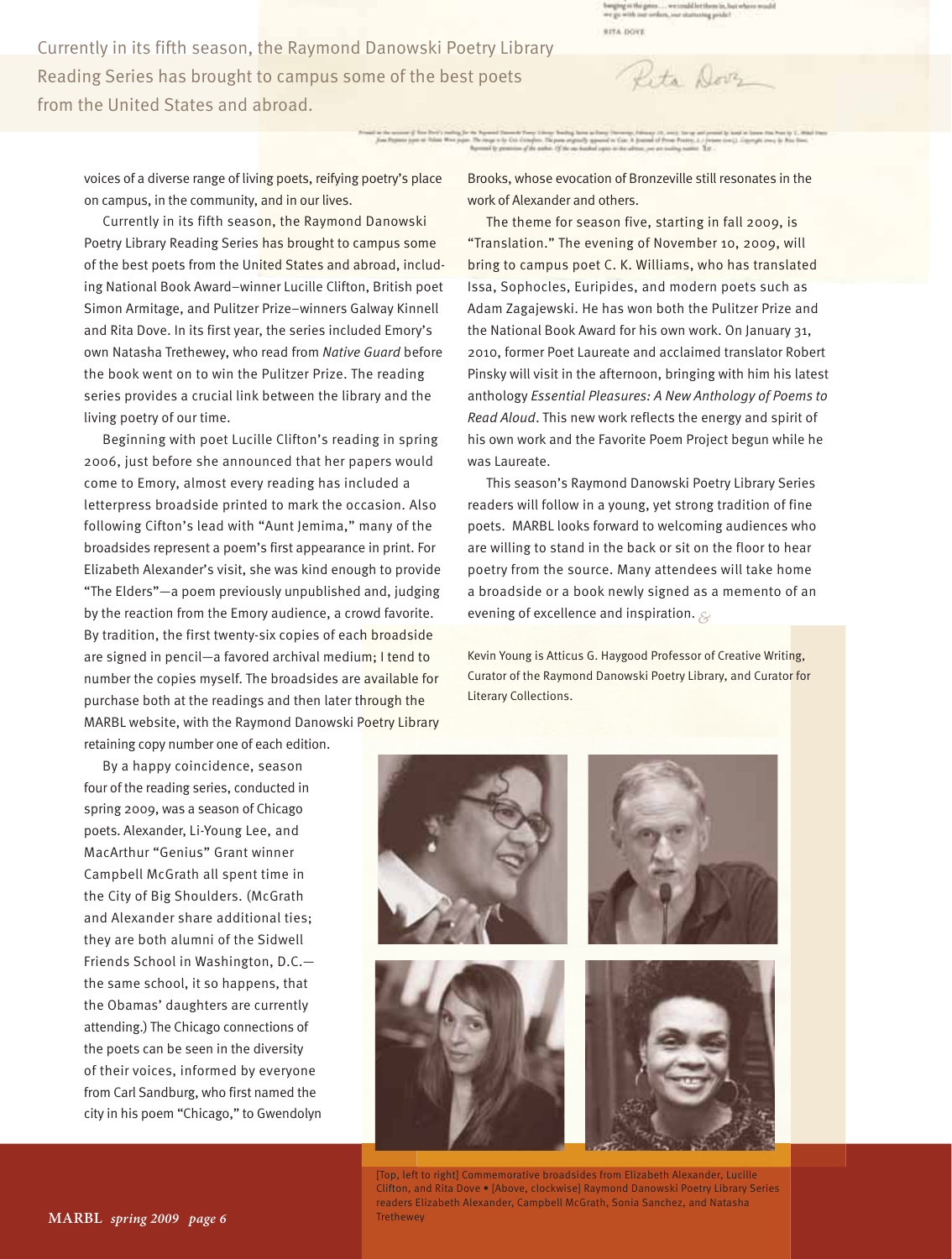> Currently in its fifth season, the Raymond Danowski Poetry Library Reading Series has brought to campus some of the best poets from the United States and abroad.

voices of a diverse range of living poets, reifying poetry's place on campus, in the community, and in our lives.

Currently in its fifth season, the Raymond Danowski Poetry Library Reading Series has brought to campus some of the best poets from the United States and abroad, including National Book Award–winner Lucille Clifton, British poet Simon Armitage, and Pulitzer Prize–winners Galway Kinnell and Rita Dove. In its first year, the series included Emory's own Natasha Trethewey, who read from *Native Guard* before the book went on to win the Pulitzer Prize. The reading series provides a crucial link between the library and the living poetry of our time.

Beginning with poet Lucille Clifton's reading in spring 2006, just before she announced that her papers would come to Emory, almost every reading has included a letterpress broadside printed to mark the occasion. Also following Cifton's lead with "Aunt Jemima," many of the broadsides represent a poem's first appearance in print. For Elizabeth Alexander's visit, she was kind enough to provide "The Elders"—a poem previously unpublished and, judging by the reaction from the Emory audience, a crowd favorite. By tradition, the first twenty-six copies of each broadside are signed in pencil—a favored archival medium; I tend to number the copies myself. The broadsides are available for purchase both at the readings and then later through the MARBL website, with the Raymond Danowski Poetry Library retaining copy number one of each edition.

By a happy coincidence, season four of the reading series, conducted in spring 2009, was a season of Chicago poets. Alexander, Li-Young Lee, and MacArthur "Genius" Grant winner Campbell McGrath all spent time in the City of Big Shoulders. (McGrath and Alexander share additional ties; they are both alumni of the Sidwell Friends School in Washington, D.C.—the same school, it so happens, that the Obamas' daughters are currently attending.) The Chicago connections of the poets can be seen in the diversity of their voices, informed by everyone from Carl Sandburg, who first named the city in his poem "Chicago," to Gwendolyn Brooks, whose evocation of Bronzeville still resonates in the work of Alexander and others.

The theme for season five, starting in fall 2009, is "Translation." The evening of November 10, 2009, will bring to campus poet C. K. Williams, who has translated Issa, Sophocles, Euripides, and modern poets such as Adam Zagajewski. He has won both the Pulitzer Prize and the National Book Award for his own work. On January 31, 2010, former Poet Laureate and acclaimed translator Robert Pinsky will visit in the afternoon, bringing with him his latest anthology *Essential Pleasures: A New Anthology of Poems to Read Aloud*. This new work reflects the energy and spirit of his own work and the Favorite Poem Project begun while he was Laureate.

This season's Raymond Danowski Poetry Library Series readers will follow in a young, yet strong tradition of fine poets. MARBL looks forward to welcoming audiences who are willing to stand in the back or sit on the floor to hear poetry from the source. Many attendees will take home a broadside or a book newly signed as a memento of an evening of excellence and inspiration. &

Kevin Young is Atticus G. Haygood Professor of Creative Writing, Curator of the Raymond Danowski Poetry Library, and Curator for Literary Collections.

[Top, left to right] Commemorative broadsides from Elizabeth Alexander, Lucille Clifton, and Rita Dove • [Above, clockwise] Raymond Danowski Poetry Library Series readers Elizabeth Alexander, Campbell McGrath, Sonia Sanchez, and Natasha Trethewey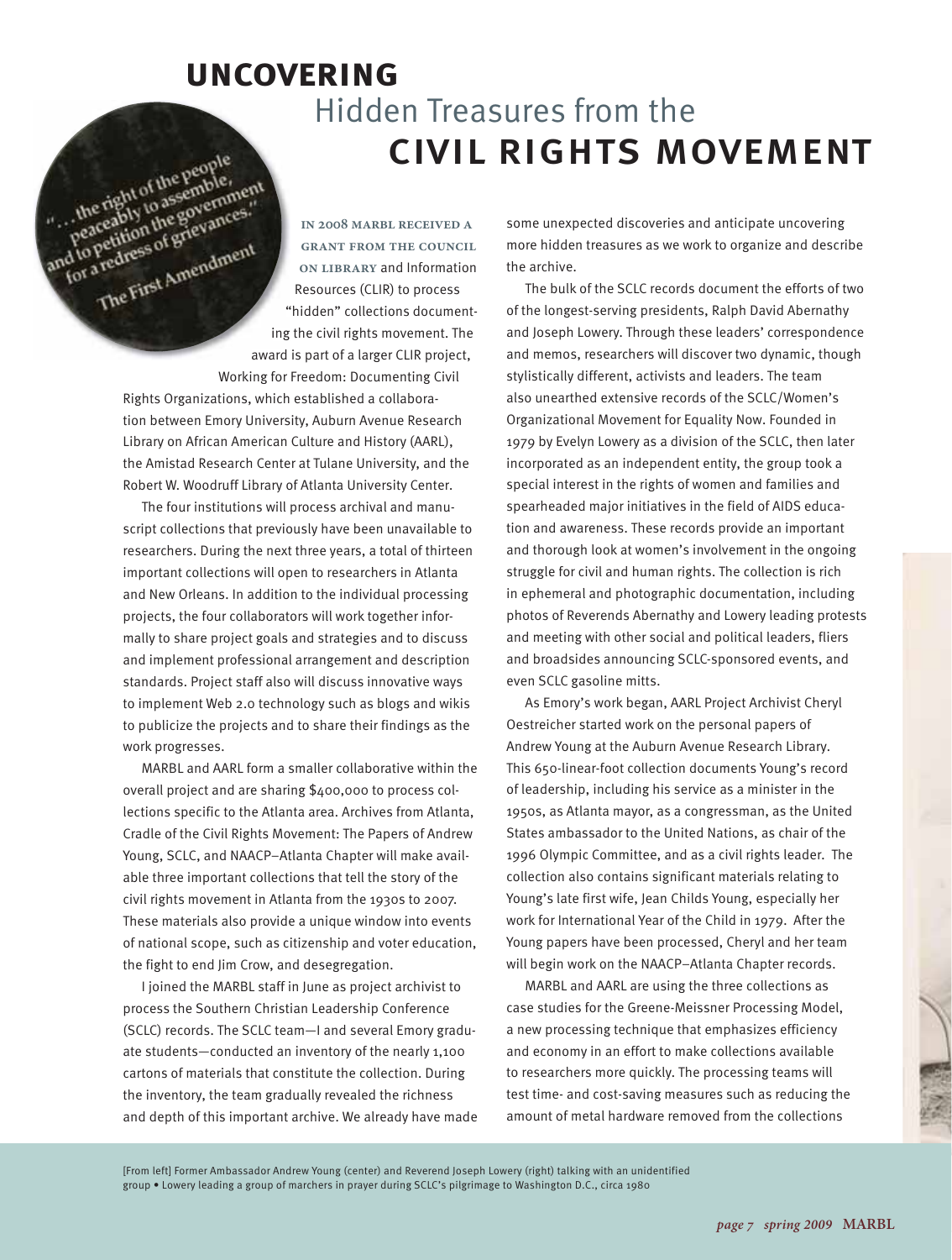# UNCOVERING Hidden Treasures from the CIVIL RIGHTS MOVEMENT

"...the right of the people peaceably to assemble, and to petition the government for a redress of grievances." The First Amendment

**In 2008 MARBL received a grant from the Council on Library** and Information Resources (CLIR) to process "hidden" collections documenting the civil rights movement. The award is part of a larger CLIR project, Working for Freedom: Documenting Civil Rights Organizations, which established a collaboration between Emory University, Auburn Avenue Research Library on African American Culture and History (AARL), the Amistad Research Center at Tulane University, and the Robert W. Woodruff Library of Atlanta University Center.

The four institutions will process archival and manuscript collections that previously have been unavailable to researchers. During the next three years, a total of thirteen important collections will open to researchers in Atlanta and New Orleans. In addition to the individual processing projects, the four collaborators will work together informally to share project goals and strategies and to discuss and implement professional arrangement and description standards. Project staff also will discuss innovative ways to implement Web 2.0 technology such as blogs and wikis to publicize the projects and to share their findings as the work progresses.

MARBL and AARL form a smaller collaborative within the overall project and are sharing $400,000 to process collections specific to the Atlanta area. Archives from Atlanta, Cradle of the Civil Rights Movement: The Papers of Andrew Young, SCLC, and NAACP–Atlanta Chapter will make available three important collections that tell the story of the civil rights movement in Atlanta from the 1930s to 2007. These materials also provide a unique window into events of national scope, such as citizenship and voter education, the fight to end Jim Crow, and desegregation.

I joined the MARBL staff in June as project archivist to process the Southern Christian Leadership Conference (SCLC) records. The SCLC team—I and several Emory graduate students—conducted an inventory of the nearly 1,100 cartons of materials that constitute the collection. During the inventory, the team gradually revealed the richness and depth of this important archive. We already have made some unexpected discoveries and anticipate uncovering more hidden treasures as we work to organize and describe the archive.

The bulk of the SCLC records document the efforts of two of the longest-serving presidents, Ralph David Abernathy and Joseph Lowery. Through these leaders' correspondence and memos, researchers will discover two dynamic, though stylistically different, activists and leaders. The team also unearthed extensive records of the SCLC/Women's Organizational Movement for Equality Now. Founded in 1979 by Evelyn Lowery as a division of the SCLC, then later incorporated as an independent entity, the group took a special interest in the rights of women and families and spearheaded major initiatives in the field of AIDS education and awareness. These records provide an important and thorough look at women's involvement in the ongoing struggle for civil and human rights. The collection is rich in ephemeral and photographic documentation, including photos of Reverends Abernathy and Lowery leading protests and meeting with other social and political leaders, fliers and broadsides announcing SCLC-sponsored events, and even SCLC gasoline mitts.

As Emory's work began, AARL Project Archivist Cheryl Oestreicher started work on the personal papers of Andrew Young at the Auburn Avenue Research Library. This 650-linear-foot collection documents Young's record of leadership, including his service as a minister in the 1950s, as Atlanta mayor, as a congressman, as the United States ambassador to the United Nations, as chair of the 1996 Olympic Committee, and as a civil rights leader. The collection also contains significant materials relating to Young's late first wife, Jean Childs Young, especially her work for International Year of the Child in 1979. After the Young papers have been processed, Cheryl and her team will begin work on the NAACP–Atlanta Chapter records.

MARBL and AARL are using the three collections as case studies for the Greene-Meissner Processing Model, a new processing technique that emphasizes efficiency and economy in an effort to make collections available to researchers more quickly. The processing teams will test time- and cost-saving measures such as reducing the amount of metal hardware removed from the collections

[From left] Former Ambassador Andrew Young (center) and Reverend Joseph Lowery (right) talking with an unidentified group • Lowery leading a group of marchers in prayer during SCLC's pilgrimage to Washington D.C., circa 1980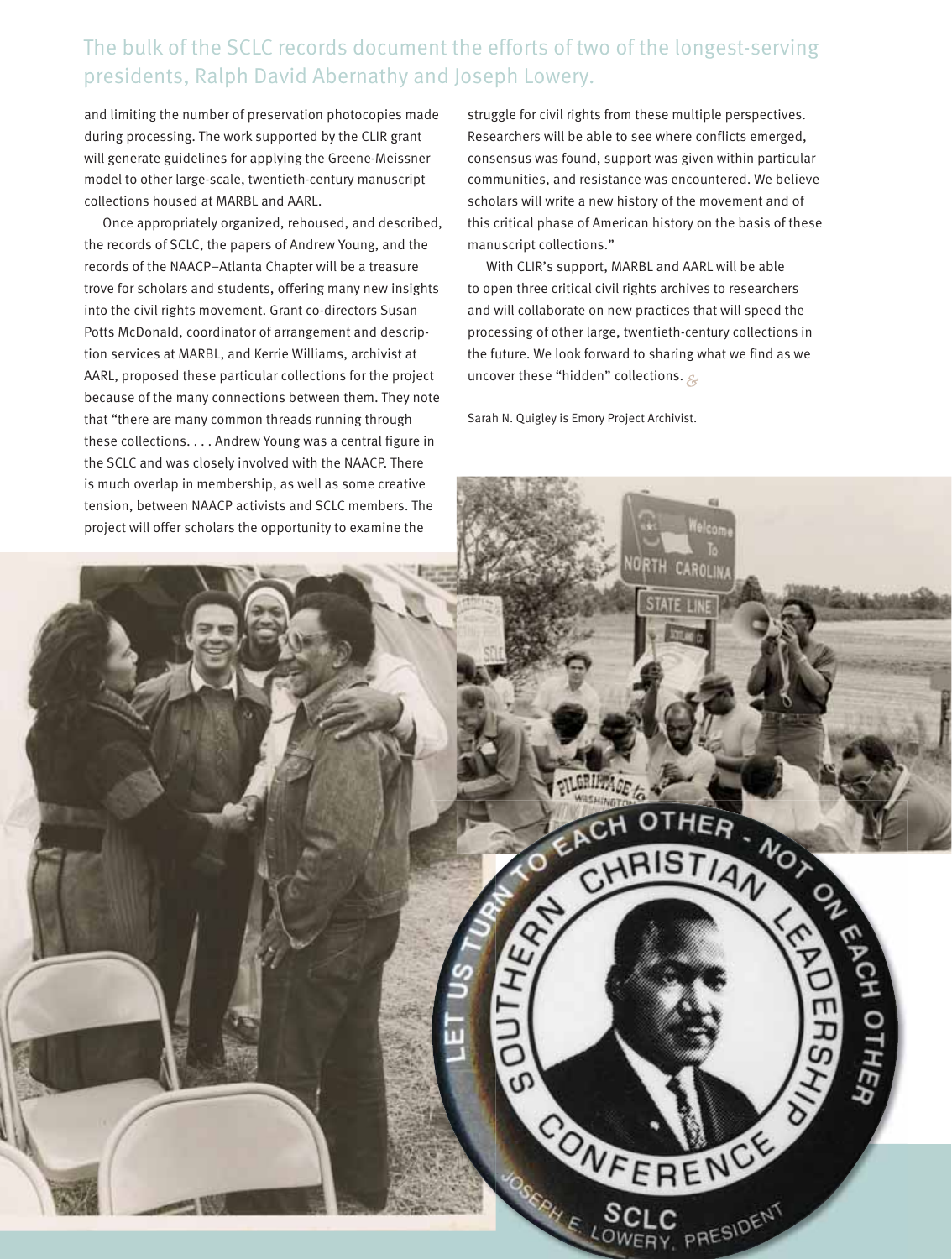## The bulk of the SCLC records document the efforts of two of the longest-serving presidents, Ralph David Abernathy and Joseph Lowery.

and limiting the number of preservation photocopies made during processing. The work supported by the CLIR grant will generate guidelines for applying the Greene-Meissner model to other large-scale, twentieth-century manuscript collections housed at MARBL and AARL.

Once appropriately organized, rehoused, and described, the records of SCLC, the papers of Andrew Young, and the records of the NAACP–Atlanta Chapter will be a treasure trove for scholars and students, offering many new insights into the civil rights movement. Grant co-directors Susan Potts McDonald, coordinator of arrangement and description services at MARBL, and Kerrie Williams, archivist at AARL, proposed these particular collections for the project because of the many connections between them. They note that "there are many common threads running through these collections. . . . Andrew Young was a central figure in the SCLC and was closely involved with the NAACP. There is much overlap in membership, as well as some creative tension, between NAACP activists and SCLC members. The project will offer scholars the opportunity to examine the struggle for civil rights from these multiple perspectives. Researchers will be able to see where conflicts emerged, consensus was found, support was given within particular communities, and resistance was encountered. We believe scholars will write a new history of the movement and of this critical phase of American history on the basis of these manuscript collections."

With CLIR's support, MARBL and AARL will be able to open three critical civil rights archives to researchers and will collaborate on new practices that will speed the processing of other large, twentieth-century collections in the future. We look forward to sharing what we find as we uncover these "hidden" collections. &

Sarah N. Quigley is Emory Project Archivist.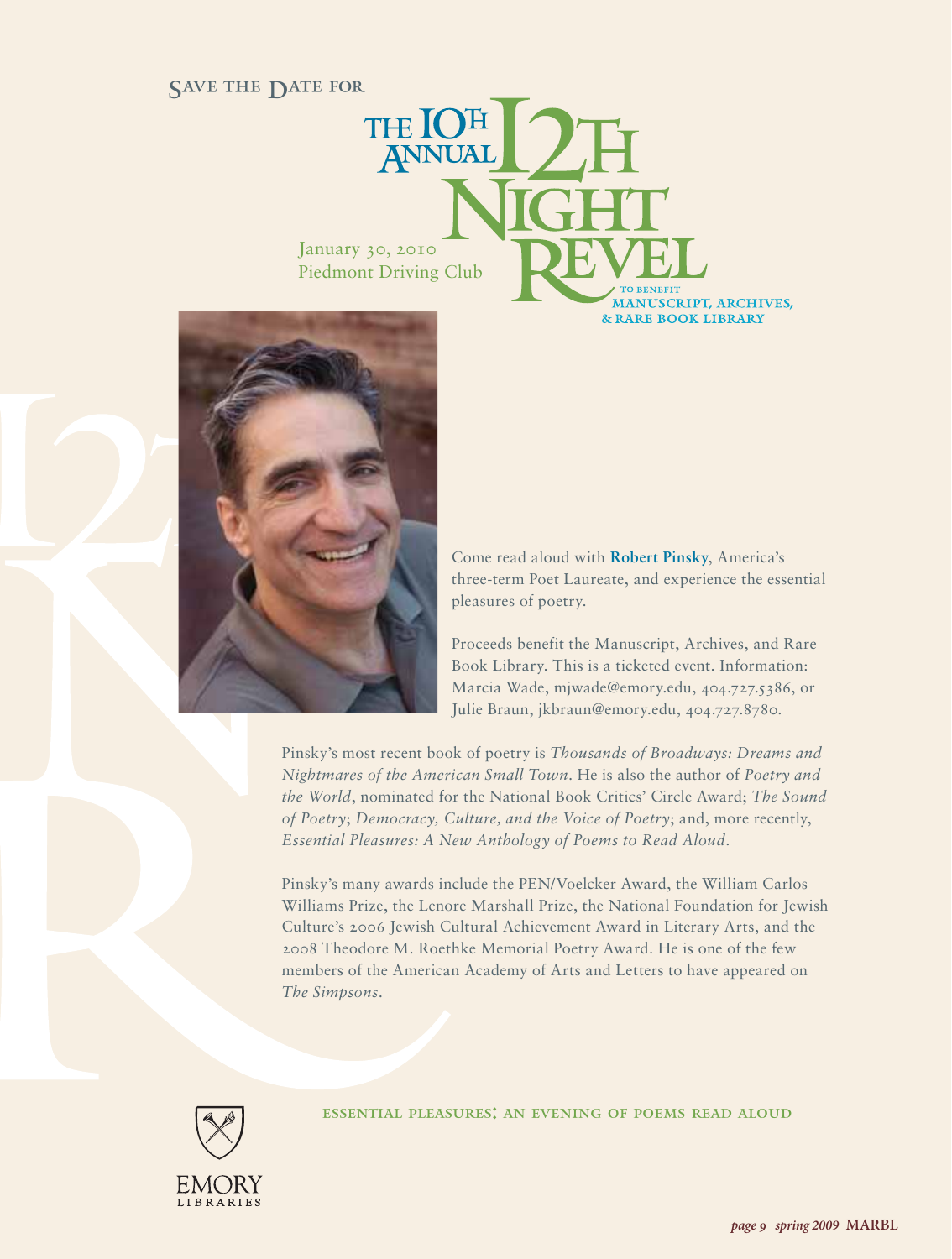Save the Date for

# The 10th Annual 12th Night Revel

January 30, 2010
Piedmont Driving Club

to benefit
Manuscript, Archives, & Rare Book Library

Come read aloud with **Robert Pinsky**, America's three-term Poet Laureate, and experience the essential pleasures of poetry.

Proceeds benefit the Manuscript, Archives, and Rare Book Library. This is a ticketed event. Information: Marcia Wade, mjwade@emory.edu, 404.727.5386, or Julie Braun, jkbraun@emory.edu, 404.727.8780.

Pinsky's most recent book of poetry is *Thousands of Broadways: Dreams and Nightmares of the American Small Town*. He is also the author of *Poetry and the World*, nominated for the National Book Critics' Circle Award; *The Sound of Poetry*; *Democracy, Culture, and the Voice of Poetry*; and, more recently, *Essential Pleasures: A New Anthology of Poems to Read Aloud*.

Pinsky's many awards include the PEN/Voelcker Award, the William Carlos Williams Prize, the Lenore Marshall Prize, the National Foundation for Jewish Culture's 2006 Jewish Cultural Achievement Award in Literary Arts, and the 2008 Theodore M. Roethke Memorial Poetry Award. He is one of the few members of the American Academy of Arts and Letters to have appeared on *The Simpsons*.

Essential Pleasures: An Evening of Poems Read Aloud

Emory Libraries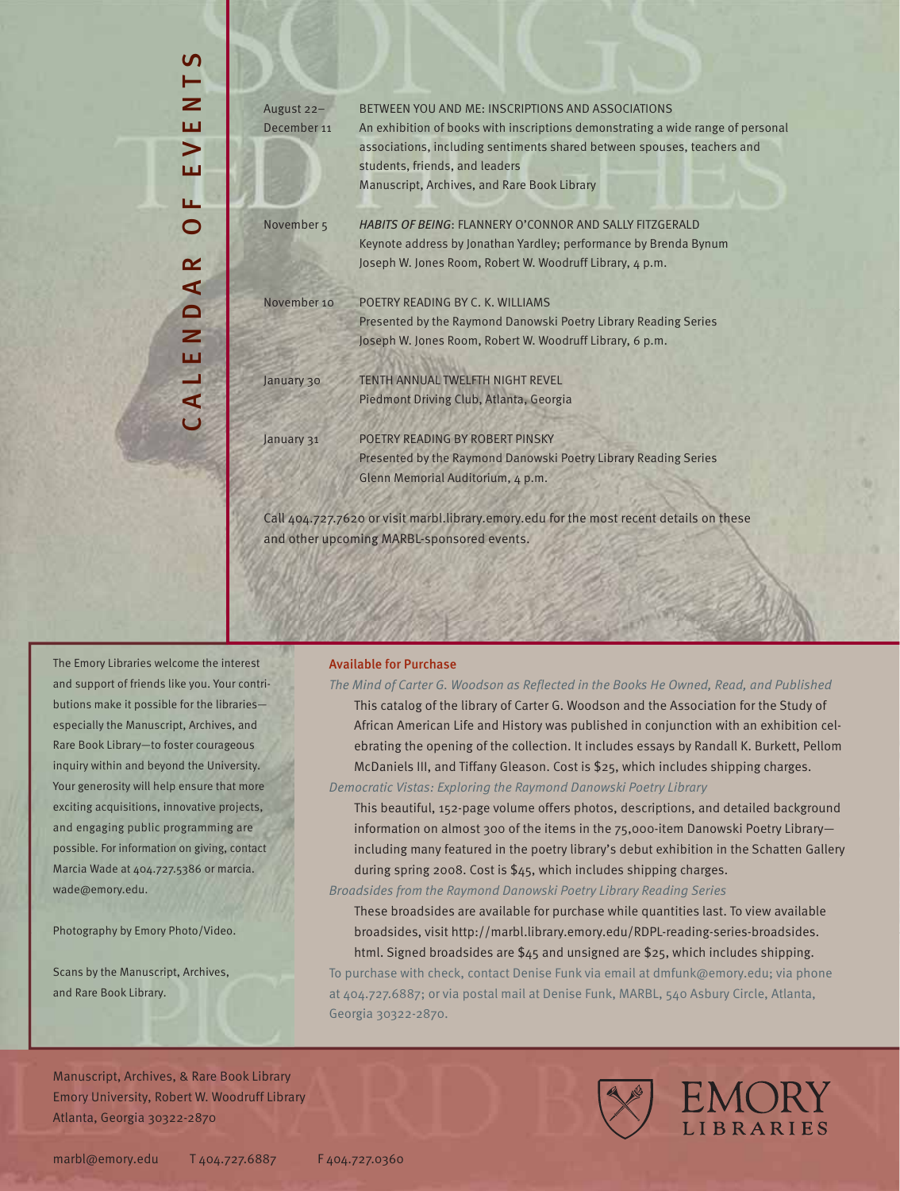# CALENDAR OF EVENTS

| | |
|---|---|
| August 22–December 11 | BETWEEN YOU AND ME: INSCRIPTIONS AND ASSOCIATIONS<br>An exhibition of books with inscriptions demonstrating a wide range of personal associations, including sentiments shared between spouses, teachers and students, friends, and leaders<br>Manuscript, Archives, and Rare Book Library |
| November 5 | *HABITS OF BEING*: FLANNERY O'CONNOR AND SALLY FITZGERALD<br>Keynote address by Jonathan Yardley; performance by Brenda Bynum<br>Joseph W. Jones Room, Robert W. Woodruff Library, 4 p.m. |
| November 10 | POETRY READING BY C. K. WILLIAMS<br>Presented by the Raymond Danowski Poetry Library Reading Series<br>Joseph W. Jones Room, Robert W. Woodruff Library, 6 p.m. |
| January 30 | TENTH ANNUAL TWELFTH NIGHT REVEL<br>Piedmont Driving Club, Atlanta, Georgia |
| January 31 | POETRY READING BY ROBERT PINSKY<br>Presented by the Raymond Danowski Poetry Library Reading Series<br>Glenn Memorial Auditorium, 4 p.m. |

Call 404.727.7620 or visit marbl.library.emory.edu for the most recent details on these and other upcoming MARBL-sponsored events.

The Emory Libraries welcome the interest and support of friends like you. Your contributions make it possible for the libraries—especially the Manuscript, Archives, and Rare Book Library—to foster courageous inquiry within and beyond the University. Your generosity will help ensure that more exciting acquisitions, innovative projects, and engaging public programming are possible. For information on giving, contact Marcia Wade at 404.727.5386 or marcia.wade@emory.edu.

Photography by Emory Photo/Video.

Scans by the Manuscript, Archives, and Rare Book Library.

## Available for Purchase

*The Mind of Carter G. Woodson as Reflected in the Books He Owned, Read, and Published*

This catalog of the library of Carter G. Woodson and the Association for the Study of African American Life and History was published in conjunction with an exhibition celebrating the opening of the collection. It includes essays by Randall K. Burkett, Pellom McDaniels III, and Tiffany Gleason. Cost is $25, which includes shipping charges.

*Democratic Vistas: Exploring the Raymond Danowski Poetry Library*

This beautiful, 152-page volume offers photos, descriptions, and detailed background information on almost 300 of the items in the 75,000-item Danowski Poetry Library—including many featured in the poetry library's debut exhibition in the Schatten Gallery during spring 2008. Cost is $45, which includes shipping charges.

*Broadsides from the Raymond Danowski Poetry Library Reading Series*

These broadsides are available for purchase while quantities last. To view available broadsides, visit http://marbl.library.emory.edu/RDPL-reading-series-broadsides.html. Signed broadsides are $45 and unsigned are $25, which includes shipping.

To purchase with check, contact Denise Funk via email at dmfunk@emory.edu; via phone at 404.727.6887; or via postal mail at Denise Funk, MARBL, 540 Asbury Circle, Atlanta, Georgia 30322-2870.

Manuscript, Archives, & Rare Book Library
Emory University, Robert W. Woodruff Library
Atlanta, Georgia 30322-2870

EMORY LIBRARIES

marbl@emory.edu T 404.727.6887 F 404.727.0360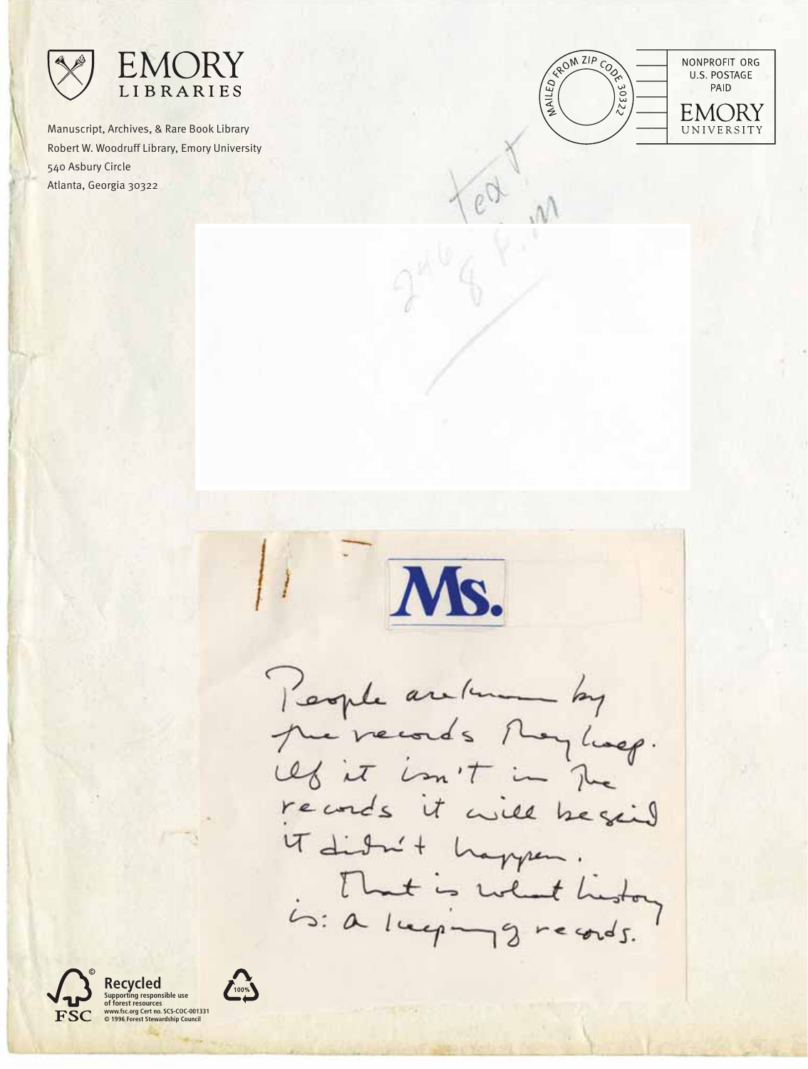EMORY LIBRARIES

Manuscript, Archives, & Rare Book Library
Robert W. Woodruff Library, Emory University
540 Asbury Circle
Atlanta, Georgia 30322

MAILED FROM ZIP CODE 30322

NONPROFIT ORG
U.S. POSTAGE
PAID
EMORY UNIVERSITY

text
246 8 P.M.

Ms.

People are known by
the records they keep.
If it isn't in the
records it will be said
it didn't happen.
That is what history
is: a keeping of records.

Recycled
Supporting responsible use of forest resources
www.fsc.org Cert no. SCS-COC-001331
© 1996 Forest Stewardship Council

FSC

100%